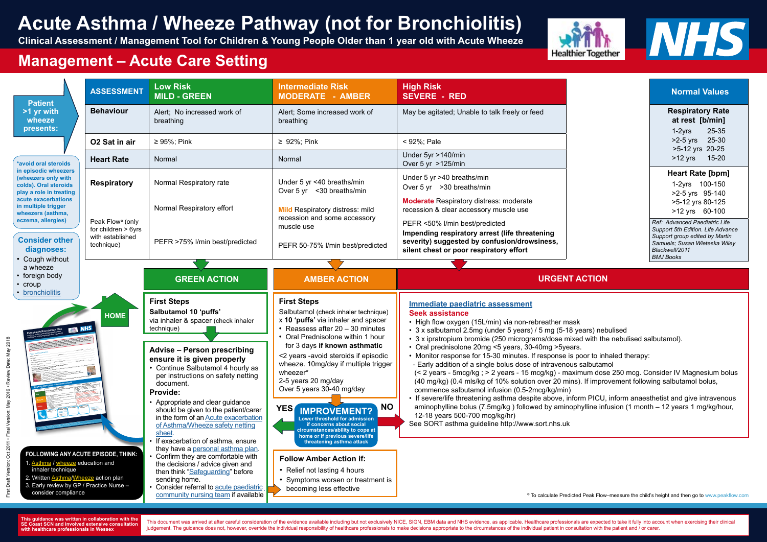# Acute Asthma / Wheeze Pathway (not for Bronchiolitis)

**Clinical Assessment / Management Tool for Children & Young People Older than 1 year old with Acute Wheeze**

Healthier Together | NHS

## Management – Acute Care Setting

**Patient >1 yr with wheeze presents:**

| ASSESSMENT | Low Risk MILD - GREEN | Intermediate Risk MODERATE - AMBER | High Risk SEVERE - RED |
|---|---|---|---|
| Behaviour | Alert; No increased work of breathing | Alert; Some increased work of breathing | May be agitated; Unable to talk freely or feed |
| O2 Sat in air | ≥ 95%; Pink | ≥ 92%; Pink | < 92%; Pale |
| Heart Rate | Normal | Normal | Under 5yr >140/min<br>Over 5 yr >125/min |
| Respiratory | Normal Respiratory rate<br><br>Normal Respiratory effort | Under 5 yr <40 breaths/min<br>Over 5 yr <30 breaths/min<br><br>**Mild** Respiratory distress: mild recession and some accessory muscle use | Under 5 yr >40 breaths/min<br>Over 5 yr >30 breaths/min<br><br>**Moderate** Respiratory distress: moderate recession & clear accessory muscle use |
| Peak Flow° (only for children > 6yrs with established technique) | PEFR >75% l/min best/predicted | PEFR 50-75% l/min best/predicted | PEFR <50% l/min best/predicted<br>**Impending respiratory arrest (life threatening severity) suggested by confusion/drowsiness, silent chest or poor respiratory effort** |

**Normal Values**

**Respiratory Rate at rest [b/min]**

| Age | Rate |
|---|---|
| 1-2yrs | 25-35 |
| >2-5 yrs | 25-30 |
| >5-12 yrs | 20-25 |
| >12 yrs | 15-20 |

**Heart Rate [bpm]**

| Age | Rate |
|---|---|
| 1-2yrs | 100-150 |
| >2-5 yrs | 95-140 |
| >5-12 yrs | 80-125 |
| >12 yrs | 60-100 |

*Ref: Advanced Paediatric Life Support 5th Edition. Life Advance Support group edited by Martin Samuels; Susan Wieteska Wiley Blackwell/2011 BMJ Books*

**\*avoid oral steroids in episodic wheezers (wheezers only with colds). Oral steroids play a role in treating acute exacerbations in multiple trigger wheezers (asthma, eczema, allergies)**

**Consider other diagnoses:**
- Cough without a wheeze
- foreign body
- croup
- bronchiolitis

### GREEN ACTION

**First Steps**
**Salbutamol 10 'puffs'** via inhaler & spacer (check inhaler technique)

**Advise – Person prescribing ensure it is given properly**
- Continue Salbutamol 4 hourly as per instructions on safety netting document.

**Provide:**
- Appropriate and clear guidance should be given to the patient/carer in the form of an Acute exacerbation of Asthma/Wheeze safety netting sheet.
- If exacerbation of asthma, ensure they have a personal asthma plan.
- Confirm they are comfortable with the decisions / advice given and then think "Safeguarding" before sending home.
- Consider referral to acute paediatric community nursing team if available

**HOME**

### AMBER ACTION

**First Steps**
Salbutamol (check inhaler technique) x **10 'puffs'** via inhaler and spacer
- Reassess after 20 – 30 minutes
- Oral Prednisolone within 1 hour for 3 days **if known asthmatic**

<2 years -avoid steroids if episodic wheeze. 10mg/day if multiple trigger wheezer*
2-5 years 20 mg/day
Over 5 years 30-40 mg/day

**YES — IMPROVEMENT? — NO**
**Lower threshold for admission if concerns about social circumstances/ability to cope at home or if previous severe/life threatening asthma attack**

**Follow Amber Action if:**
- Relief not lasting 4 hours
- Symptoms worsen or treatment is becoming less effective

### URGENT ACTION

**Immediate paediatric assessment**
**Seek assistance**
- High flow oxygen (15L/min) via non-rebreather mask
- 3 x salbutamol 2.5mg (under 5 years) / 5 mg (5-18 years) nebulised
- 3 x ipratropium bromide (250 micrograms/dose mixed with the nebulised salbutamol).
- Oral prednisolone 20mg <5 years, 30-40mg >5years.
- Monitor response for 15-30 minutes. If response is poor to inhaled therapy:
  - Early addition of a single bolus dose of intravenous salbutamol (< 2 years - 5mcg/kg ; > 2 years - 15 mcg/kg) - maximum dose 250 mcg. Consider IV Magnesium bolus (40 mg/kg) (0.4 mls/kg of 10% solution over 20 mins). If improvement following salbutamol bolus, commence salbutamol infusion (0.5-2mcg/kg/min)
- If severe/life threatening asthma despite above, inform PICU, inform anaesthetist and give intravenous aminophylline bolus (7.5mg/kg ) followed by aminophylline infusion (1 month – 12 years 1 mg/kg/hour, 12-18 years 500-700 mcg/kg/hr)

See SORT asthma guideline http://www.sort.nhs.uk

**FOLLOWING ANY ACUTE EPISODE, THINK:**
1. Asthma / wheeze education and inhaler technique
2. Written Asthma/Wheeze action plan
3. Early review by GP / Practice Nurse – consider compliance

° To calculate Predicted Peak Flow–measure the child's height and then go to www.peakflow.com

First Draft Version: Oct 2011 • Final Version: May 2016 • Review Date: May 2018

This guidance was written in collaboration with the SE Coast SCN and involved extensive consultation with healthcare professionals in Wessex

This document was arrived at after careful consideration of the evidence available including but not exclusively NICE, SIGN, EBM data and NHS evidence, as applicable. Healthcare professionals are expected to take it fully into account when exercising their clinical judgement. The guidance does not, however, override the individual responsibility of healthcare professionals to make decisions appropriate to the circumstances of the individual patient in consultation with the patient and / or carer.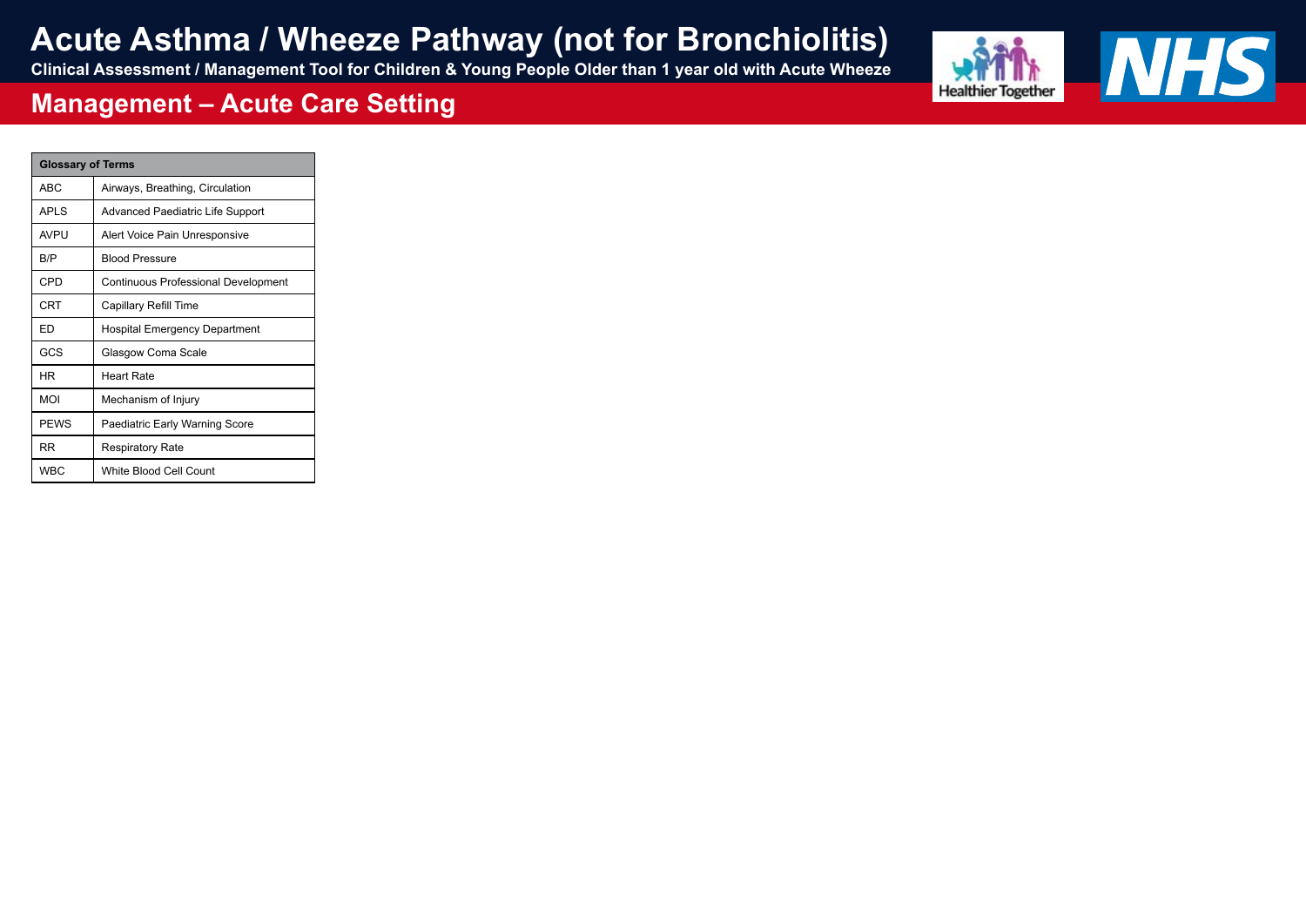# Acute Asthma / Wheeze Pathway (not for Bronchiolitis)

**Clinical Assessment / Management Tool for Children & Young People Older than 1 year old with Acute Wheeze**

## Management – Acute Care Setting

| Glossary of Terms | |
|---|---|
| ABC | Airways, Breathing, Circulation |
| APLS | Advanced Paediatric Life Support |
| AVPU | Alert Voice Pain Unresponsive |
| B/P | Blood Pressure |
| CPD | Continuous Professional Development |
| CRT | Capillary Refill Time |
| ED | Hospital Emergency Department |
| GCS | Glasgow Coma Scale |
| HR | Heart Rate |
| MOI | Mechanism of Injury |
| PEWS | Paediatric Early Warning Score |
| RR | Respiratory Rate |
| WBC | White Blood Cell Count |